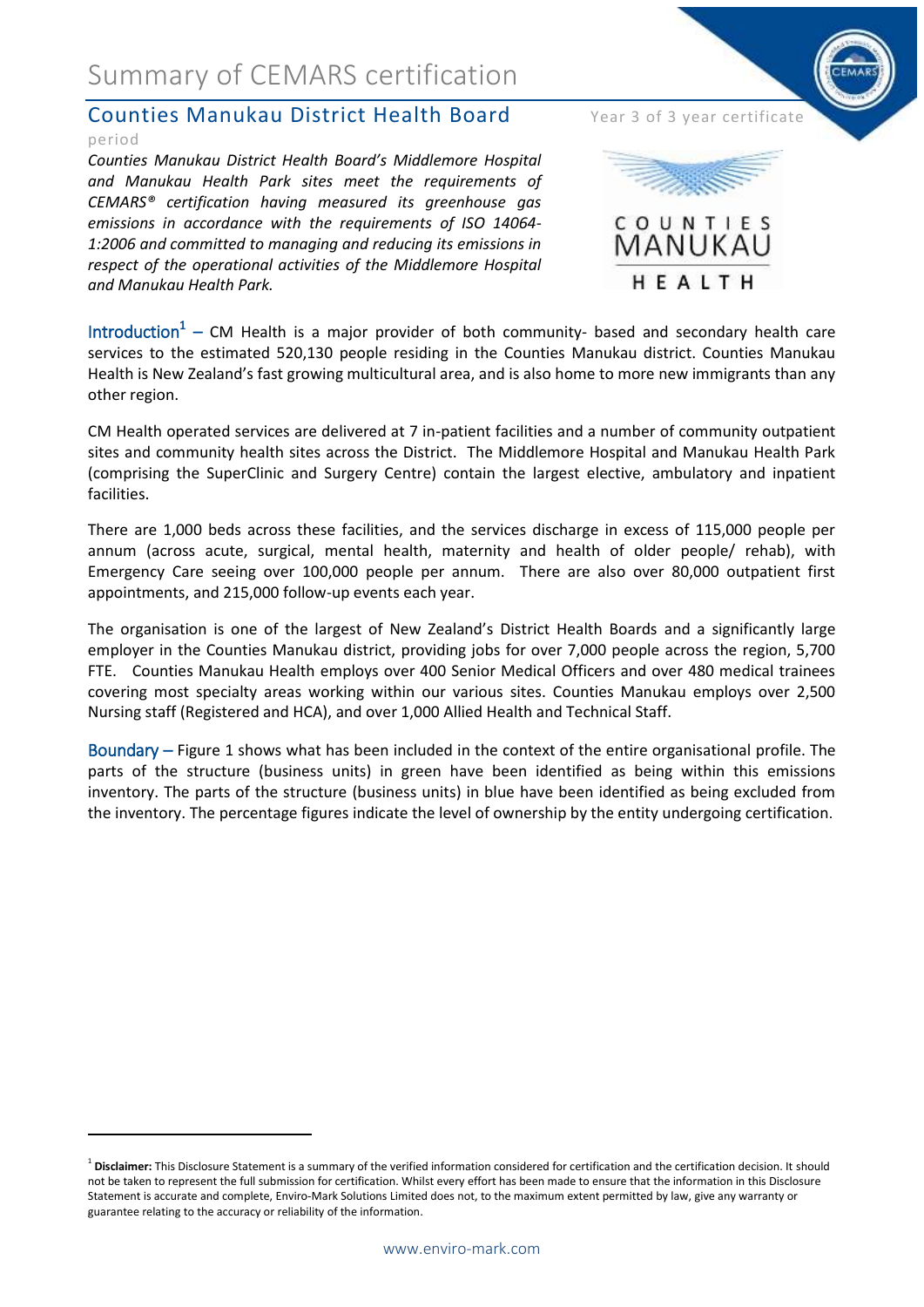# Summary of CEMARS certification

## Counties Manukau District Health Board

Year 3 of 3 year certificate period

*Counties Manukau District Health Board's Middlemore Hospital and Manukau Health Park sites meet the requirements of CEMARS® certification having measured its greenhouse gas emissions in accordance with the requirements of ISO 14064-1:2006 and committed to managing and reducing its emissions in respect of the operational activities of the Middlemore Hospital and Manukau Health Park.*

COUNTIES MANUKAU HEALTH

**Introduction**[1] – CM Health is a major provider of both community- based and secondary health care services to the estimated 520,130 people residing in the Counties Manukau district. Counties Manukau Health is New Zealand's fast growing multicultural area, and is also home to more new immigrants than any other region.

CM Health operated services are delivered at 7 in-patient facilities and a number of community outpatient sites and community health sites across the District. The Middlemore Hospital and Manukau Health Park (comprising the SuperClinic and Surgery Centre) contain the largest elective, ambulatory and inpatient facilities.

There are 1,000 beds across these facilities, and the services discharge in excess of 115,000 people per annum (across acute, surgical, mental health, maternity and health of older people/ rehab), with Emergency Care seeing over 100,000 people per annum. There are also over 80,000 outpatient first appointments, and 215,000 follow-up events each year.

The organisation is one of the largest of New Zealand's District Health Boards and a significantly large employer in the Counties Manukau district, providing jobs for over 7,000 people across the region, 5,700 FTE. Counties Manukau Health employs over 400 Senior Medical Officers and over 480 medical trainees covering most specialty areas working within our various sites. Counties Manukau employs over 2,500 Nursing staff (Registered and HCA), and over 1,000 Allied Health and Technical Staff.

**Boundary** – Figure 1 shows what has been included in the context of the entire organisational profile. The parts of the structure (business units) in green have been identified as being within this emissions inventory. The parts of the structure (business units) in blue have been identified as being excluded from the inventory. The percentage figures indicate the level of ownership by the entity undergoing certification.

[1] **Disclaimer:** This Disclosure Statement is a summary of the verified information considered for certification and the certification decision. It should not be taken to represent the full submission for certification. Whilst every effort has been made to ensure that the information in this Disclosure Statement is accurate and complete, Enviro-Mark Solutions Limited does not, to the maximum extent permitted by law, give any warranty or guarantee relating to the accuracy or reliability of the information.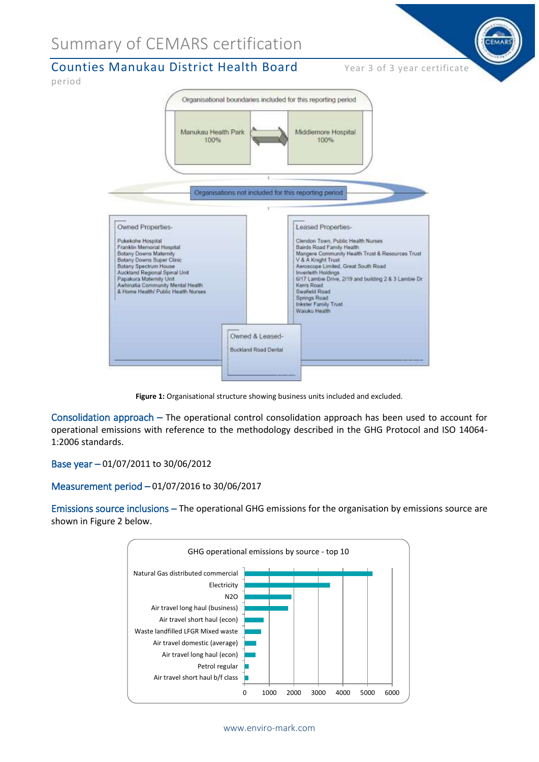# Summary of CEMARS certification

## Counties Manukau District Health Board

Year 3 of 3 year certificate period

Organisational boundaries included for this reporting period

- Manukau Health Park 100%
- Middlemore Hospital 100%

Organisations not included for this reporting period

**Owned Properties-**

- Pukekohe Hospital
- Franklin Memorial Hospital
- Botany Downs Maternity
- Botany Downs Super Clinic
- Botany Spectrum House
- Auckland Regional Spinal Unit
- Papakura Maternity Unit
- Awhinatia Community Mental Health
- & Home Health/ Public Health Nurses

**Leased Properties-**

- Clendon Town, Public Health Nurses
- Bairds Road Family Health
- Mangere Community Health Trust & Resources Trust
- V & A Knight Trust
- Aeroscope Limited, Great South Road
- Inverleith Holdings
- 6/17 Lambie Drive, 2/19 and building 2 & 3 Lambie Dr
- Kerrs Road
- Swafield Road
- Springs Road
- Inkster Family Trust
- Waiuku Health

**Owned & Leased-**

- Buckland Road Dental

**Figure 1:** Organisational structure showing business units included and excluded.

**Consolidation approach –** The operational control consolidation approach has been used to account for operational emissions with reference to the methodology described in the GHG Protocol and ISO 14064-1:2006 standards.

**Base year –** 01/07/2011 to 30/06/2012

**Measurement period –** 01/07/2016 to 30/06/2017

**Emissions source inclusions –** The operational GHG emissions for the organisation by emissions source are shown in Figure 2 below.

GHG operational emissions by source - top 10

| Source | Approx. value |
|---|---|
| Natural Gas distributed commercial | ~5200 |
| Electricity | ~3500 |
| N2O | ~1900 |
| Air travel long haul (business) | ~1750 |
| Air travel short haul (econ) | ~750 |
| Waste landfilled LFGR Mixed waste | ~650 |
| Air travel domestic (average) | ~450 |
| Air travel long haul (econ) | ~450 |
| Petrol regular | ~150 |
| Air travel short haul b/f class | ~150 |

www.enviro-mark.com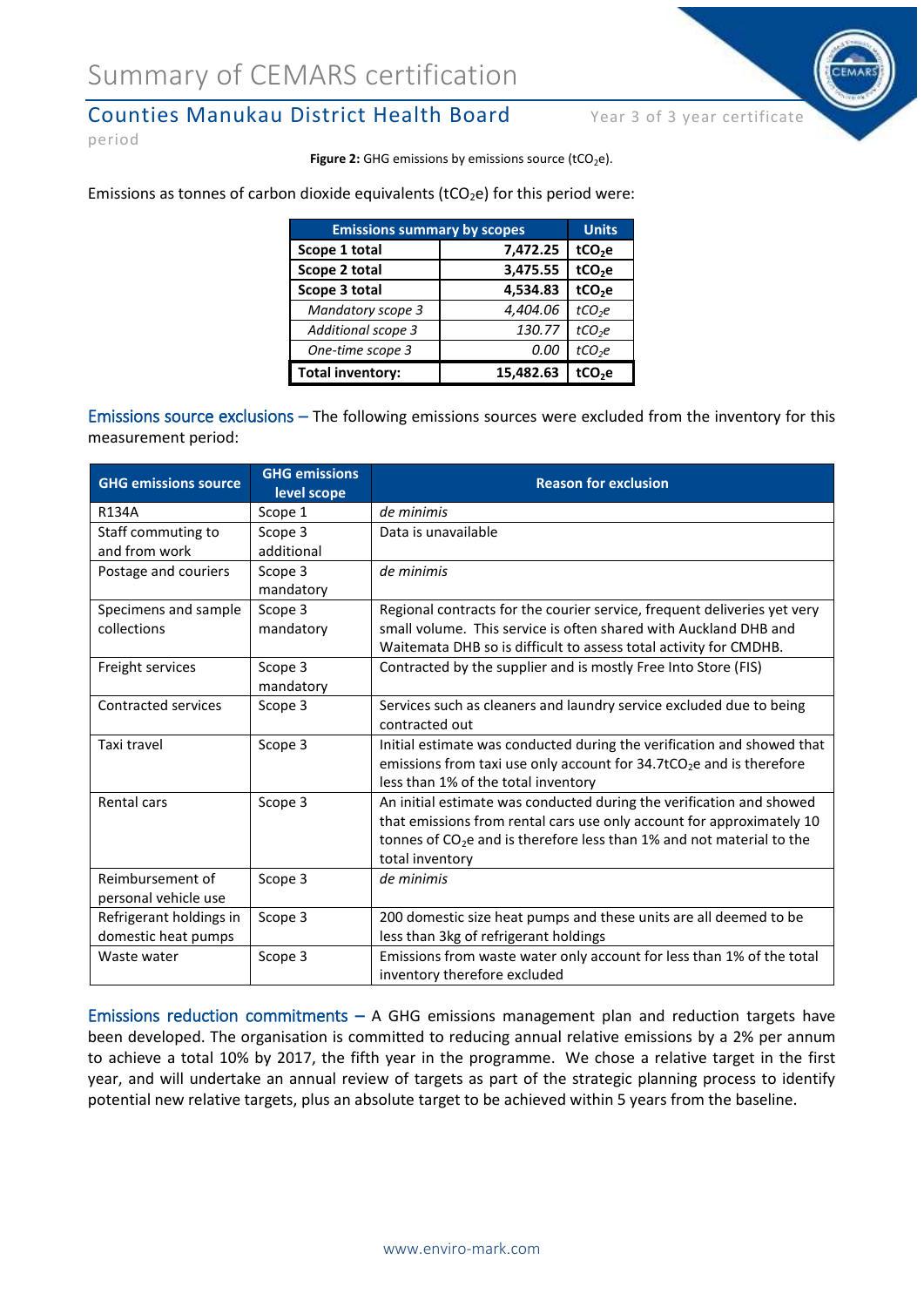**Figure 2:** GHG emissions by emissions source ($tCO_2e$).

Emissions as tonnes of carbon dioxide equivalents ($tCO_2e$) for this period were:

| Emissions summary by scopes | | Units |
|---|---|---|
| **Scope 1 total** | **7,472.25** | **$tCO_2e$** |
| **Scope 2 total** | **3,475.55** | **$tCO_2e$** |
| **Scope 3 total** | **4,534.83** | **$tCO_2e$** |
| *Mandatory scope 3* | *4,404.06* | *$tCO_2e$* |
| *Additional scope 3* | *130.77* | *$tCO_2e$* |
| *One-time scope 3* | *0.00* | *$tCO_2e$* |
| **Total inventory:** | **15,482.63** | **$tCO_2e$** |

Emissions source exclusions – The following emissions sources were excluded from the inventory for this measurement period:

| GHG emissions source | GHG emissions level scope | Reason for exclusion |
|---|---|---|
| R134A | Scope 1 | *de minimis* |
| Staff commuting to and from work | Scope 3 additional | Data is unavailable |
| Postage and couriers | Scope 3 mandatory | *de minimis* |
| Specimens and sample collections | Scope 3 mandatory | Regional contracts for the courier service, frequent deliveries yet very small volume. This service is often shared with Auckland DHB and Waitemata DHB so is difficult to assess total activity for CMDHB. |
| Freight services | Scope 3 mandatory | Contracted by the supplier and is mostly Free Into Store (FIS) |
| Contracted services | Scope 3 | Services such as cleaners and laundry service excluded due to being contracted out |
| Taxi travel | Scope 3 | Initial estimate was conducted during the verification and showed that emissions from taxi use only account for 34.7$tCO_2e$ and is therefore less than 1% of the total inventory |
| Rental cars | Scope 3 | An initial estimate was conducted during the verification and showed that emissions from rental cars use only account for approximately 10 tonnes of $CO_2e$ and is therefore less than 1% and not material to the total inventory |
| Reimbursement of personal vehicle use | Scope 3 | *de minimis* |
| Refrigerant holdings in domestic heat pumps | Scope 3 | 200 domestic size heat pumps and these units are all deemed to be less than 3kg of refrigerant holdings |
| Waste water | Scope 3 | Emissions from waste water only account for less than 1% of the total inventory therefore excluded |

Emissions reduction commitments – A GHG emissions management plan and reduction targets have been developed. The organisation is committed to reducing annual relative emissions by a 2% per annum to achieve a total 10% by 2017, the fifth year in the programme. We chose a relative target in the first year, and will undertake an annual review of targets as part of the strategic planning process to identify potential new relative targets, plus an absolute target to be achieved within 5 years from the baseline.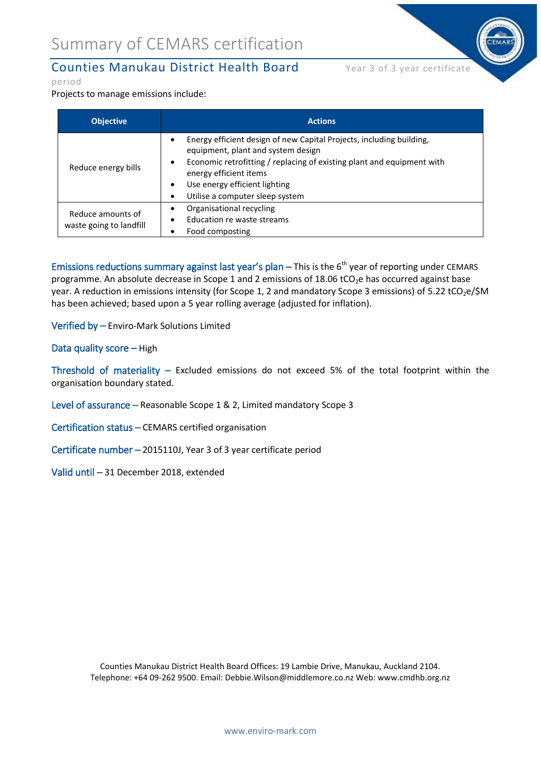# Summary of CEMARS certification

## Counties Manukau District Health Board

Year 3 of 3 year certificate period

Projects to manage emissions include:

| Objective | Actions |
|---|---|
| Reduce energy bills | • Energy efficient design of new Capital Projects, including building, equipment, plant and system design<br>• Economic retrofitting / replacing of existing plant and equipment with energy efficient items<br>• Use energy efficient lighting<br>• Utilise a computer sleep system |
| Reduce amounts of waste going to landfill | • Organisational recycling<br>• Education re waste streams<br>• Food composting |

**Emissions reductions summary against last year's plan** – This is the 6th year of reporting under CEMARS programme. An absolute decrease in Scope 1 and 2 emissions of 18.06 $tCO_2e$ has occurred against base year. A reduction in emissions intensity (for Scope 1, 2 and mandatory Scope 3 emissions) of 5.22 $tCO_2e$/\$M has been achieved; based upon a 5 year rolling average (adjusted for inflation).

**Verified by** – Enviro-Mark Solutions Limited

**Data quality score** – High

**Threshold of materiality** – Excluded emissions do not exceed 5% of the total footprint within the organisation boundary stated.

**Level of assurance** – Reasonable Scope 1 & 2, Limited mandatory Scope 3

**Certification status** – CEMARS certified organisation

**Certificate number** – 2015110J, Year 3 of 3 year certificate period

**Valid until** – 31 December 2018, extended

Counties Manukau District Health Board Offices: 19 Lambie Drive, Manukau, Auckland 2104.
Telephone: +64 09-262 9500. Email: Debbie.Wilson@middlemore.co.nz Web: www.cmdhb.org.nz